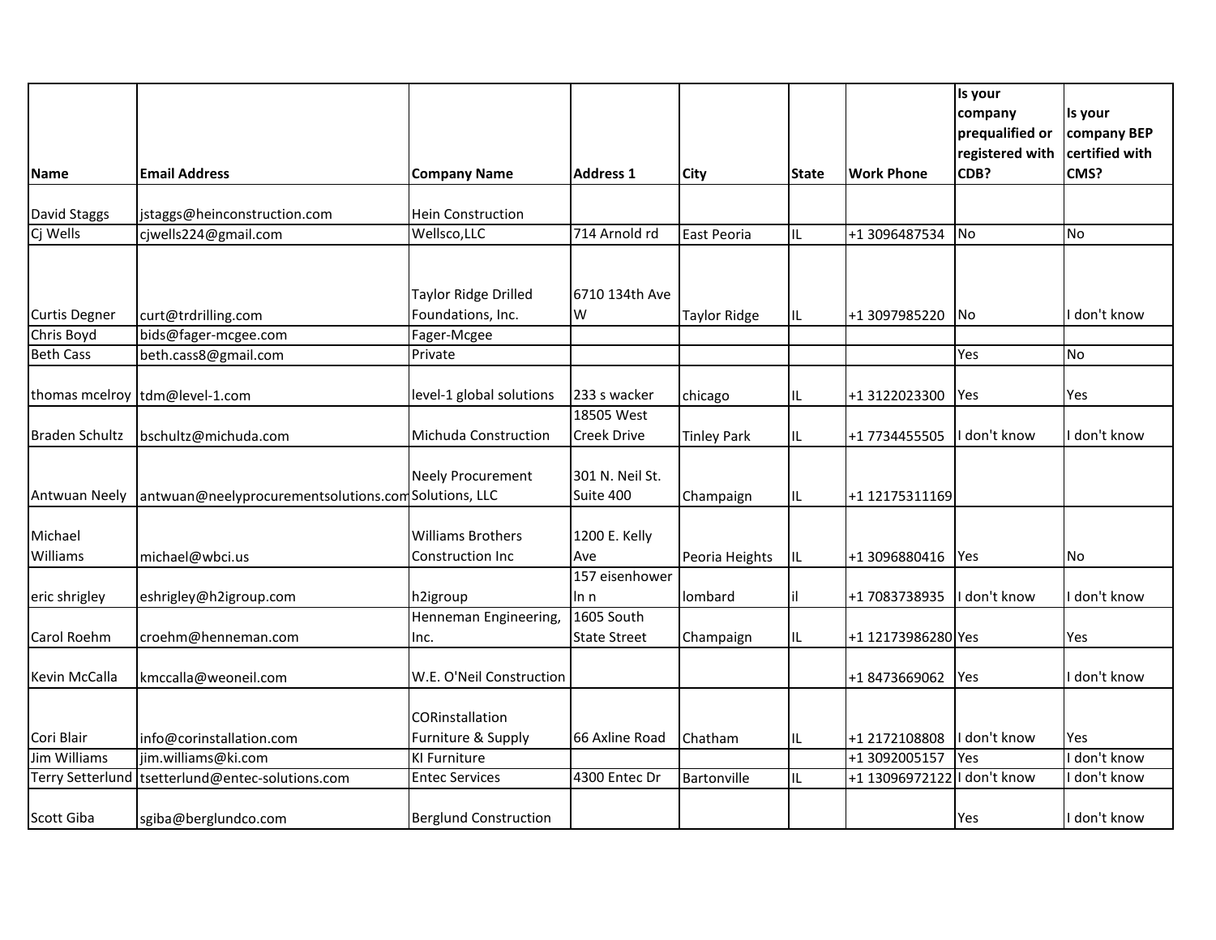| Name | Email Address | Company Name | Address 1 | City | State | Work Phone | Is your company prequalified or registered with CDB? | Is your company BEP certified with CMS? |
|---|---|---|---|---|---|---|---|---|
| David Staggs | jstaggs@heinconstruction.com | Hein Construction | | | | | | |
| Cj Wells | cjwells224@gmail.com | Wellsco,LLC | 714 Arnold rd | East Peoria | IL | +1 3096487534 | No | No |
| Curtis Degner | curt@trdrilling.com | Taylor Ridge Drilled Foundations, Inc. | 6710 134th Ave W | Taylor Ridge | IL | +1 3097985220 | No | I don't know |
| Chris Boyd | bids@fager-mcgee.com | Fager-Mcgee | | | | | | |
| Beth Cass | beth.cass8@gmail.com | Private | | | | | Yes | No |
| thomas mcelroy | tdm@level-1.com | level-1 global solutions | 233 s wacker | chicago | IL | +1 3122023300 | Yes | Yes |
| Braden Schultz | bschultz@michuda.com | Michuda Construction | 18505 West Creek Drive | Tinley Park | IL | +1 7734455505 | I don't know | I don't know |
| Antwuan Neely | antwuan@neelyprocurementsolutions.com | Neely Procurement Solutions, LLC | 301 N. Neil St. Suite 400 | Champaign | IL | +1 12175311169 | | |
| Michael Williams | michael@wbci.us | Williams Brothers Construction Inc | 1200 E. Kelly Ave | Peoria Heights | IL | +1 3096880416 | Yes | No |
| eric shrigley | eshrigley@h2igroup.com | h2igroup | 157 eisenhower ln n | lombard | il | +1 7083738935 | I don't know | I don't know |
| Carol Roehm | croehm@henneman.com | Henneman Engineering, Inc. | 1605 South State Street | Champaign | IL | +1 12173986280 | Yes | Yes |
| Kevin McCalla | kmccalla@weoneil.com | W.E. O'Neil Construction | | | | +1 8473669062 | Yes | I don't know |
| Cori Blair | info@corinstallation.com | CORinstallation Furniture & Supply | 66 Axline Road | Chatham | IL | +1 2172108808 | I don't know | Yes |
| Jim Williams | jim.williams@ki.com | KI Furniture | | | | +1 3092005157 | Yes | I don't know |
| Terry Setterlund | tsetterlund@entec-solutions.com | Entec Services | 4300 Entec Dr | Bartonville | IL | +1 13096972122 | I don't know | I don't know |
| Scott Giba | sgiba@berglundco.com | Berglund Construction | | | | | Yes | I don't know |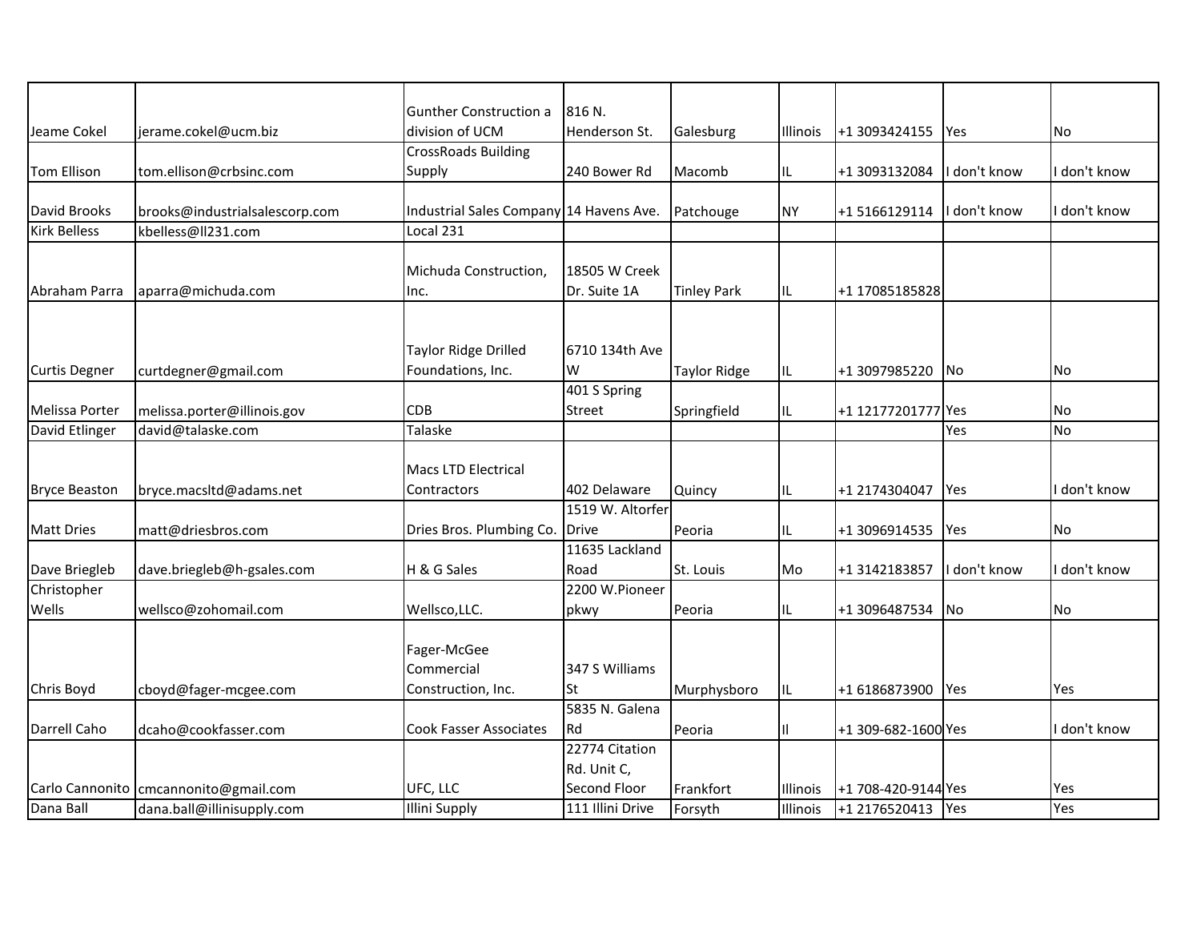| | | | | | | | | |
|---|---|---|---|---|---|---|---|---|
| Jeame Cokel | jerame.cokel@ucm.biz | Gunther Construction a division of UCM | 816 N. Henderson St. | Galesburg | Illinois | +1 3093424155 | Yes | No |
| Tom Ellison | tom.ellison@crbsinc.com | CrossRoads Building Supply | 240 Bower Rd | Macomb | IL | +1 3093132084 | I don't know | I don't know |
| David Brooks | brooks@industrialsalescorp.com | Industrial Sales Company | 14 Havens Ave. | Patchouge | NY | +1 5166129114 | I don't know | I don't know |
| Kirk Belless | kbelless@ll231.com | Local 231 | | | | | | |
| Abraham Parra | aparra@michuda.com | Michuda Construction, Inc. | 18505 W Creek Dr. Suite 1A | Tinley Park | IL | +1 17085185828 | | |
| Curtis Degner | curtdegner@gmail.com | Taylor Ridge Drilled Foundations, Inc. | 6710 134th Ave W | Taylor Ridge | IL | +1 3097985220 | No | No |
| Melissa Porter | melissa.porter@illinois.gov | CDB | 401 S Spring Street | Springfield | IL | +1 12177201777 | Yes | No |
| David Etlinger | david@talaske.com | Talaske | | | | | Yes | No |
| Bryce Beaston | bryce.macsltd@adams.net | Macs LTD Electrical Contractors | 402 Delaware | Quincy | IL | +1 2174304047 | Yes | I don't know |
| Matt Dries | matt@driesbros.com | Dries Bros. Plumbing Co. | 1519 W. Altorfer Drive | Peoria | IL | +1 3096914535 | Yes | No |
| Dave Briegleb | dave.briegleb@h-gsales.com | H & G Sales | 11635 Lackland Road | St. Louis | Mo | +1 3142183857 | I don't know | I don't know |
| Christopher Wells | wellsco@zohomail.com | Wellsco,LLC. | 2200 W.Pioneer pkwy | Peoria | IL | +1 3096487534 | No | No |
| Chris Boyd | cboyd@fager-mcgee.com | Fager-McGee Commercial Construction, Inc. | 347 S Williams St | Murphysboro | IL | +1 6186873900 | Yes | Yes |
| Darrell Caho | dcaho@cookfasser.com | Cook Fasser Associates | 5835 N. Galena Rd | Peoria | Il | +1 309-682-1600 | Yes | I don't know |
| Carlo Cannonito | cmcannonito@gmail.com | UFC, LLC | 22774 Citation Rd. Unit C, Second Floor | Frankfort | Illinois | +1 708-420-9144 | Yes | Yes |
| Dana Ball | dana.ball@illinisupply.com | Illini Supply | 111 Illini Drive | Forsyth | Illinois | +1 2176520413 | Yes | Yes |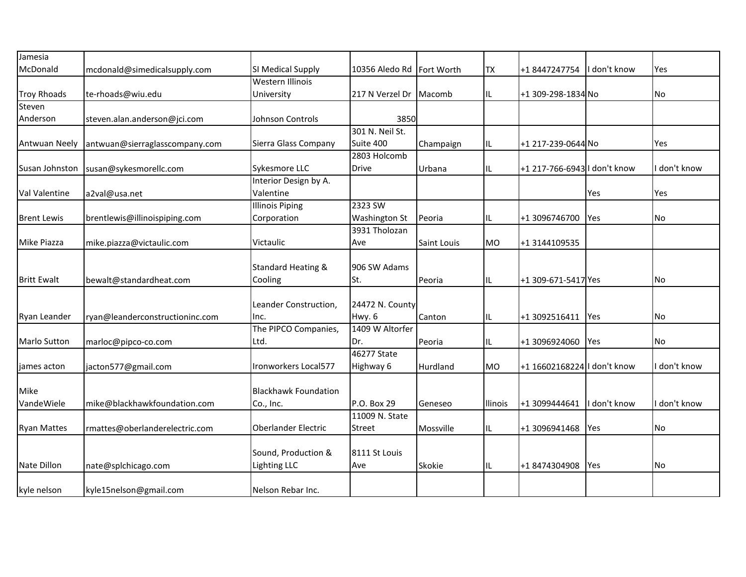| | | | | | | | | |
|---|---|---|---|---|---|---|---|---|
| Jamesia McDonald | mcdonald@simedicalsupply.com | SI Medical Supply | 10356 Aledo Rd | Fort Worth | TX | +1 8447247754 | I don't know | Yes |
| Troy Rhoads | te-rhoads@wiu.edu | Western Illinois University | 217 N Verzel Dr | Macomb | IL | +1 309-298-1834 | No | No |
| Steven Anderson | steven.alan.anderson@jci.com | Johnson Controls | 3850 | | | | | |
| Antwuan Neely | antwuan@sierraglasscompany.com | Sierra Glass Company | 301 N. Neil St. Suite 400 | Champaign | IL | +1 217-239-0644 | No | Yes |
| Susan Johnston | susan@sykesmorellc.com | Sykesmore LLC | 2803 Holcomb Drive | Urbana | IL | +1 217-766-6943 | I don't know | I don't know |
| Val Valentine | a2val@usa.net | Interior Design by A. Valentine | | | | | Yes | Yes |
| Brent Lewis | brentlewis@illinoispiping.com | Illinois Piping Corporation | 2323 SW Washington St | Peoria | IL | +1 3096746700 | Yes | No |
| Mike Piazza | mike.piazza@victaulic.com | Victaulic | 3931 Tholozan Ave | Saint Louis | MO | +1 3144109535 | | |
| Britt Ewalt | bewalt@standardheat.com | Standard Heating & Cooling | 906 SW Adams St. | Peoria | IL | +1 309-671-5417 | Yes | No |
| Ryan Leander | ryan@leanderconstructioninc.com | Leander Construction, Inc. | 24472 N. County Hwy. 6 | Canton | IL | +1 3092516411 | Yes | No |
| Marlo Sutton | marloc@pipco-co.com | The PIPCO Companies, Ltd. | 1409 W Altorfer Dr. | Peoria | IL | +1 3096924060 | Yes | No |
| james acton | jacton577@gmail.com | Ironworkers Local577 | 46277 State Highway 6 | Hurdland | MO | +1 16602168224 | I don't know | I don't know |
| Mike VandeWiele | mike@blackhawkfoundation.com | Blackhawk Foundation Co., Inc. | P.O. Box 29 | Geneseo | llinois | +1 3099444641 | I don't know | I don't know |
| Ryan Mattes | rmattes@oberlanderelectric.com | Oberlander Electric | 11009 N. State Street | Mossville | IL | +1 3096941468 | Yes | No |
| Nate Dillon | nate@splchicago.com | Sound, Production & Lighting LLC | 8111 St Louis Ave | Skokie | IL | +1 8474304908 | Yes | No |
| kyle nelson | kyle15nelson@gmail.com | Nelson Rebar Inc. | | | | | | |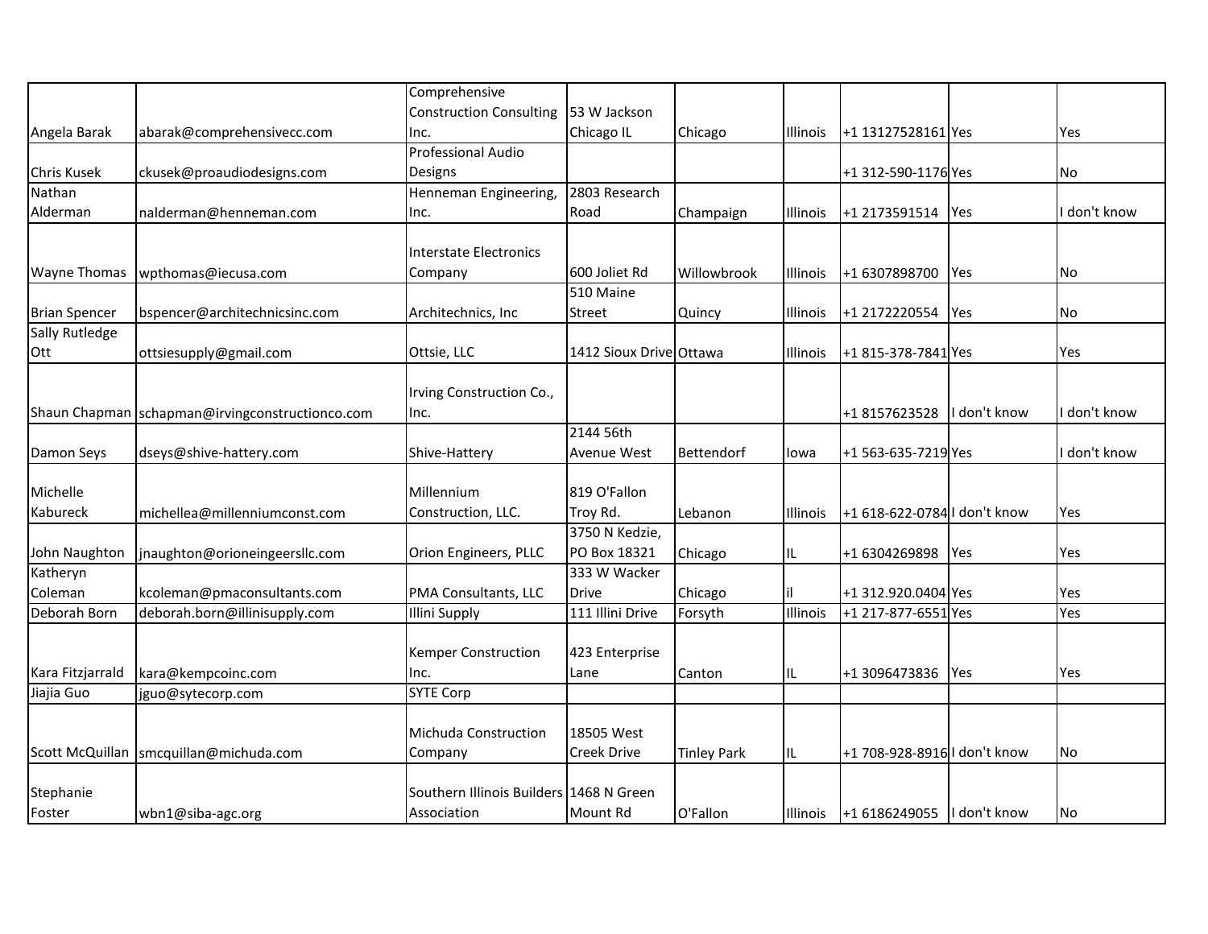| | | | | | | | | |
|---|---|---|---|---|---|---|---|---|
| Angela Barak | abarak@comprehensivecc.com | Comprehensive Construction Consulting Inc. | 53 W Jackson Chicago IL | Chicago | Illinois | +1 13127528161 | Yes | Yes |
| Chris Kusek | ckusek@proaudiodesigns.com | Professional Audio Designs | | | | +1 312-590-1176 | Yes | No |
| Nathan Alderman | nalderman@henneman.com | Henneman Engineering, Inc. | 2803 Research Road | Champaign | Illinois | +1 2173591514 | Yes | I don't know |
| Wayne Thomas | wpthomas@iecusa.com | Interstate Electronics Company | 600 Joliet Rd | Willowbrook | Illinois | +1 6307898700 | Yes | No |
| Brian Spencer | bspencer@architechnicsinc.com | Architechnics, Inc | 510 Maine Street | Quincy | Illinois | +1 2172220554 | Yes | No |
| Sally Rutledge Ott | ottsiesupply@gmail.com | Ottsie, LLC | 1412 Sioux Drive | Ottawa | Illinois | +1 815-378-7841 | Yes | Yes |
| Shaun Chapman | schapman@irvingconstructionco.com | Irving Construction Co., Inc. | | | | +1 8157623528 | I don't know | I don't know |
| Damon Seys | dseys@shive-hattery.com | Shive-Hattery | 2144 56th Avenue West | Bettendorf | Iowa | +1 563-635-7219 | Yes | I don't know |
| Michelle Kabureck | michellea@millenniumconst.com | Millennium Construction, LLC. | 819 O'Fallon Troy Rd. | Lebanon | Illinois | +1 618-622-0784 | I don't know | Yes |
| John Naughton | jnaughton@orioneingeersllc.com | Orion Engineers, PLLC | 3750 N Kedzie, PO Box 18321 | Chicago | IL | +1 6304269898 | Yes | Yes |
| Katheryn Coleman | kcoleman@pmaconsultants.com | PMA Consultants, LLC | 333 W Wacker Drive | Chicago | il | +1 312.920.0404 | Yes | Yes |
| Deborah Born | deborah.born@illinisupply.com | Illini Supply | 111 Illini Drive | Forsyth | Illinois | +1 217-877-6551 | Yes | Yes |
| Kara Fitzjarrald | kara@kempcoinc.com | Kemper Construction Inc. | 423 Enterprise Lane | Canton | IL | +1 3096473836 | Yes | Yes |
| Jiajia Guo | jguo@sytecorp.com | SYTE Corp | | | | | | |
| Scott McQuillan | smcquillan@michuda.com | Michuda Construction Company | 18505 West Creek Drive | Tinley Park | IL | +1 708-928-8916 | I don't know | No |
| Stephanie Foster | wbn1@siba-agc.org | Southern Illinois Builders Association | 1468 N Green Mount Rd | O'Fallon | Illinois | +1 6186249055 | I don't know | No |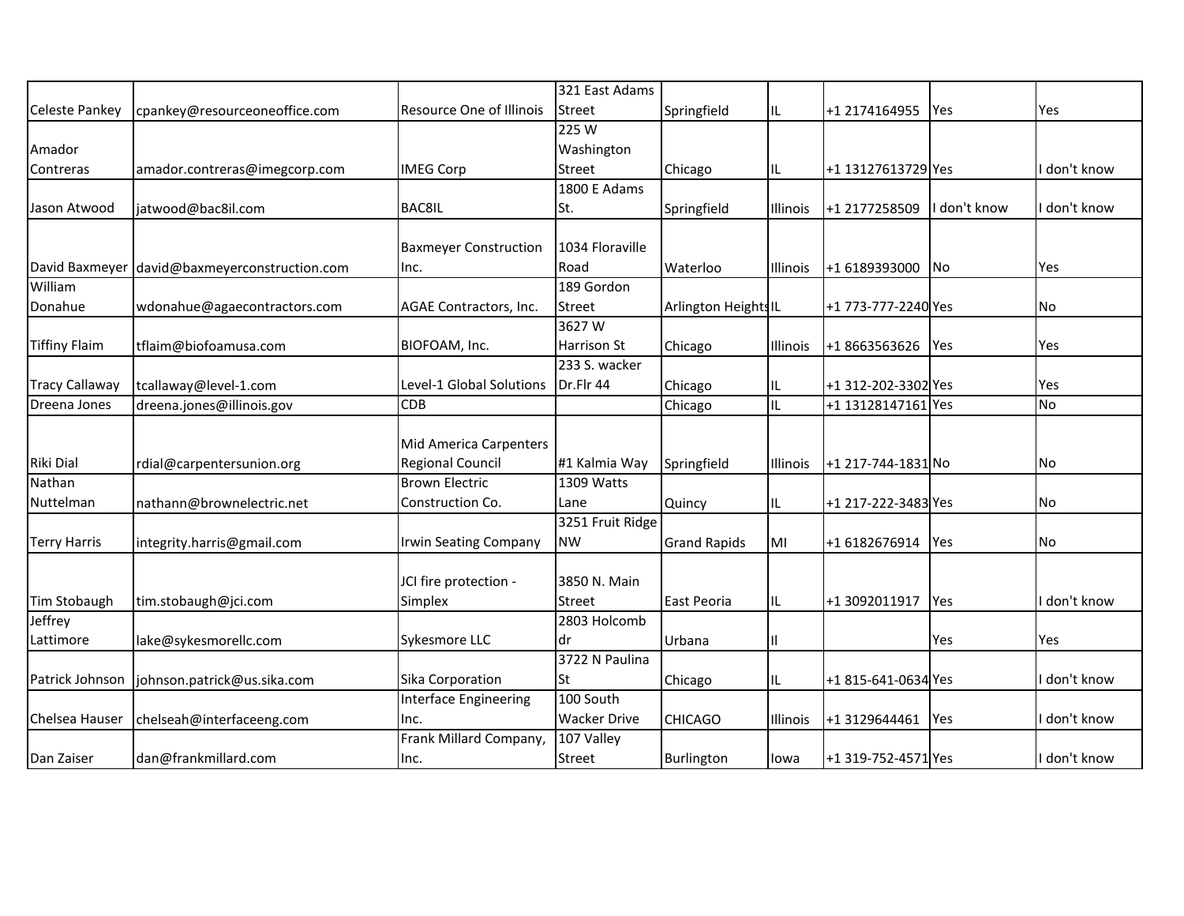| | | | | | | | | |
|---|---|---|---|---|---|---|---|---|
| Celeste Pankey | cpankey@resourceoneoffice.com | Resource One of Illinois | 321 East Adams Street | Springfield | IL | +1 2174164955 | Yes | Yes |
| Amador Contreras | amador.contreras@imegcorp.com | IMEG Corp | 225 W Washington Street | Chicago | IL | +1 13127613729 | Yes | I don't know |
| Jason Atwood | jatwood@bac8il.com | BAC8IL | 1800 E Adams St. | Springfield | Illinois | +1 2177258509 | I don't know | I don't know |
| David Baxmeyer | david@baxmeyerconstruction.com | Baxmeyer Construction Inc. | 1034 Floraville Road | Waterloo | Illinois | +1 6189393000 | No | Yes |
| William Donahue | wdonahue@agaecontractors.com | AGAE Contractors, Inc. | 189 Gordon Street | Arlington Heights | IL | +1 773-777-2240 | Yes | No |
| Tiffiny Flaim | tflaim@biofoamusa.com | BIOFOAM, Inc. | 3627 W Harrison St | Chicago | Illinois | +1 8663563626 | Yes | Yes |
| Tracy Callaway | tcallaway@level-1.com | Level-1 Global Solutions | 233 S. wacker Dr.Flr 44 | Chicago | IL | +1 312-202-3302 | Yes | Yes |
| Dreena Jones | dreena.jones@illinois.gov | CDB | | Chicago | IL | +1 13128147161 | Yes | No |
| Riki Dial | rdial@carpentersunion.org | Mid America Carpenters Regional Council | #1 Kalmia Way | Springfield | Illinois | +1 217-744-1831 | No | No |
| Nathan Nuttelman | nathann@brownelectric.net | Brown Electric Construction Co. | 1309 Watts Lane | Quincy | IL | +1 217-222-3483 | Yes | No |
| Terry Harris | integrity.harris@gmail.com | Irwin Seating Company | 3251 Fruit Ridge NW | Grand Rapids | MI | +1 6182676914 | Yes | No |
| Tim Stobaugh | tim.stobaugh@jci.com | JCI fire protection - Simplex | 3850 N. Main Street | East Peoria | IL | +1 3092011917 | Yes | I don't know |
| Jeffrey Lattimore | lake@sykesmorellc.com | Sykesmore LLC | 2803 Holcomb dr | Urbana | Il | | Yes | Yes |
| Patrick Johnson | johnson.patrick@us.sika.com | Sika Corporation | 3722 N Paulina St | Chicago | IL | +1 815-641-0634 | Yes | I don't know |
| Chelsea Hauser | chelseah@interfaceeng.com | Interface Engineering Inc. | 100 South Wacker Drive | CHICAGO | Illinois | +1 3129644461 | Yes | I don't know |
| Dan Zaiser | dan@frankmillard.com | Frank Millard Company, Inc. | 107 Valley Street | Burlington | Iowa | +1 319-752-4571 | Yes | I don't know |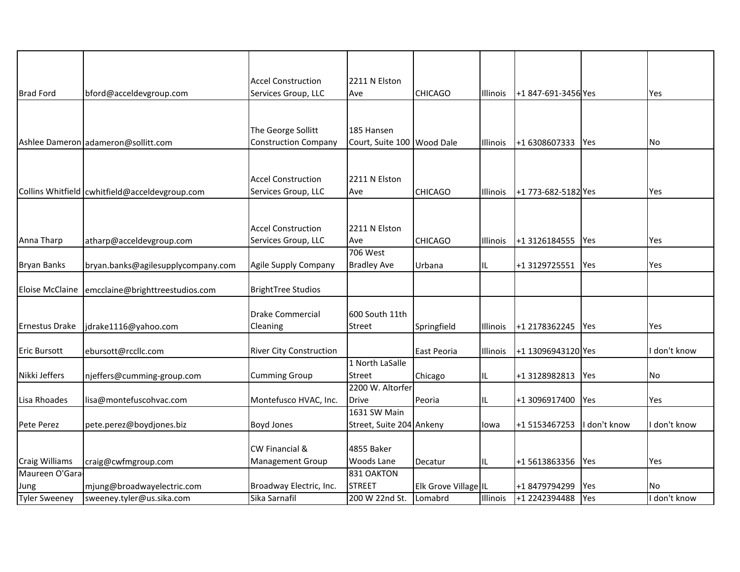| | | | | | | | | |
|---|---|---|---|---|---|---|---|---|
| Brad Ford | bford@acceldevgroup.com | Accel Construction Services Group, LLC | 2211 N Elston Ave | CHICAGO | Illinois | +1 847-691-3456 | Yes | Yes |
| Ashlee Dameron | adameron@sollitt.com | The George Sollitt Construction Company | 185 Hansen Court, Suite 100 | Wood Dale | Illinois | +1 6308607333 | Yes | No |
| Collins Whitfield | cwhitfield@acceldevgroup.com | Accel Construction Services Group, LLC | 2211 N Elston Ave | CHICAGO | Illinois | +1 773-682-5182 | Yes | Yes |
| Anna Tharp | atharp@acceldevgroup.com | Accel Construction Services Group, LLC | 2211 N Elston Ave | CHICAGO | Illinois | +1 3126184555 | Yes | Yes |
| Bryan Banks | bryan.banks@agilesupplycompany.com | Agile Supply Company | 706 West Bradley Ave | Urbana | IL | +1 3129725551 | Yes | Yes |
| Eloise McClaine | emcclaine@brighttreestudios.com | BrightTree Studios | | | | | | |
| Ernestus Drake | jdrake1116@yahoo.com | Drake Commercial Cleaning | 600 South 11th Street | Springfield | Illinois | +1 2178362245 | Yes | Yes |
| Eric Bursott | ebursott@rccllc.com | River City Construction | | East Peoria | Illinois | +1 13096943120 | Yes | I don't know |
| Nikki Jeffers | njeffers@cumming-group.com | Cumming Group | 1 North LaSalle Street | Chicago | IL | +1 3128982813 | Yes | No |
| Lisa Rhoades | lisa@montefuscohvac.com | Montefusco HVAC, Inc. | 2200 W. Altorfer Drive | Peoria | IL | +1 3096917400 | Yes | Yes |
| Pete Perez | pete.perez@boydjones.biz | Boyd Jones | 1631 SW Main Street, Suite 204 | Ankeny | Iowa | +1 5153467253 | I don't know | I don't know |
| Craig Williams | craig@cwfmgroup.com | CW Financial & Management Group | 4855 Baker Woods Lane | Decatur | IL | +1 5613863356 | Yes | Yes |
| Maureen O'Gara-Jung | mjung@broadwayelectric.com | Broadway Electric, Inc. | 831 OAKTON STREET | Elk Grove Village | IL | +1 8479794299 | Yes | No |
| Tyler Sweeney | sweeney.tyler@us.sika.com | Sika Sarnafil | 200 W 22nd St. | Lomabrd | Illinois | +1 2242394488 | Yes | I don't know |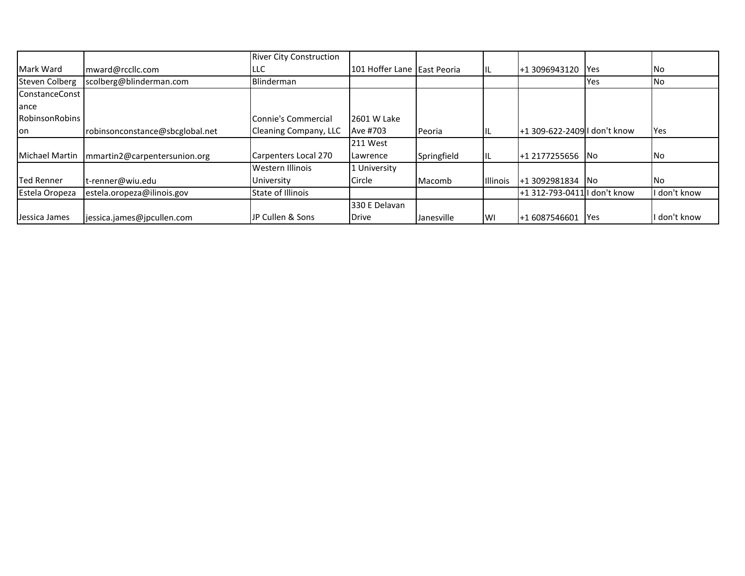| | | | | | | | | |
|---|---|---|---|---|---|---|---|---|
| Mark Ward | mward@rccllc.com | River City Construction LLC | 101 Hoffer Lane | East Peoria | IL | +1 3096943120 | Yes | No |
| Steven Colberg | scolberg@blinderman.com | Blinderman | | | | | Yes | No |
| ConstanceConstance RobinsonRobinson | robinsonconstance@sbcglobal.net | Connie's Commercial Cleaning Company, LLC | 2601 W Lake Ave #703 | Peoria | IL | +1 309-622-2409 | I don't know | Yes |
| Michael Martin | mmartin2@carpentersunion.org | Carpenters Local 270 | 211 West Lawrence | Springfield | IL | +1 2177255656 | No | No |
| Ted Renner | t-renner@wiu.edu | Western Illinois University | 1 University Circle | Macomb | Illinois | +1 3092981834 | No | No |
| Estela Oropeza | estela.oropeza@ilinois.gov | State of Illinois | | | | +1 312-793-0411 | I don't know | I don't know |
| Jessica James | jessica.james@jpcullen.com | JP Cullen & Sons | 330 E Delavan Drive | Janesville | WI | +1 6087546601 | Yes | I don't know |